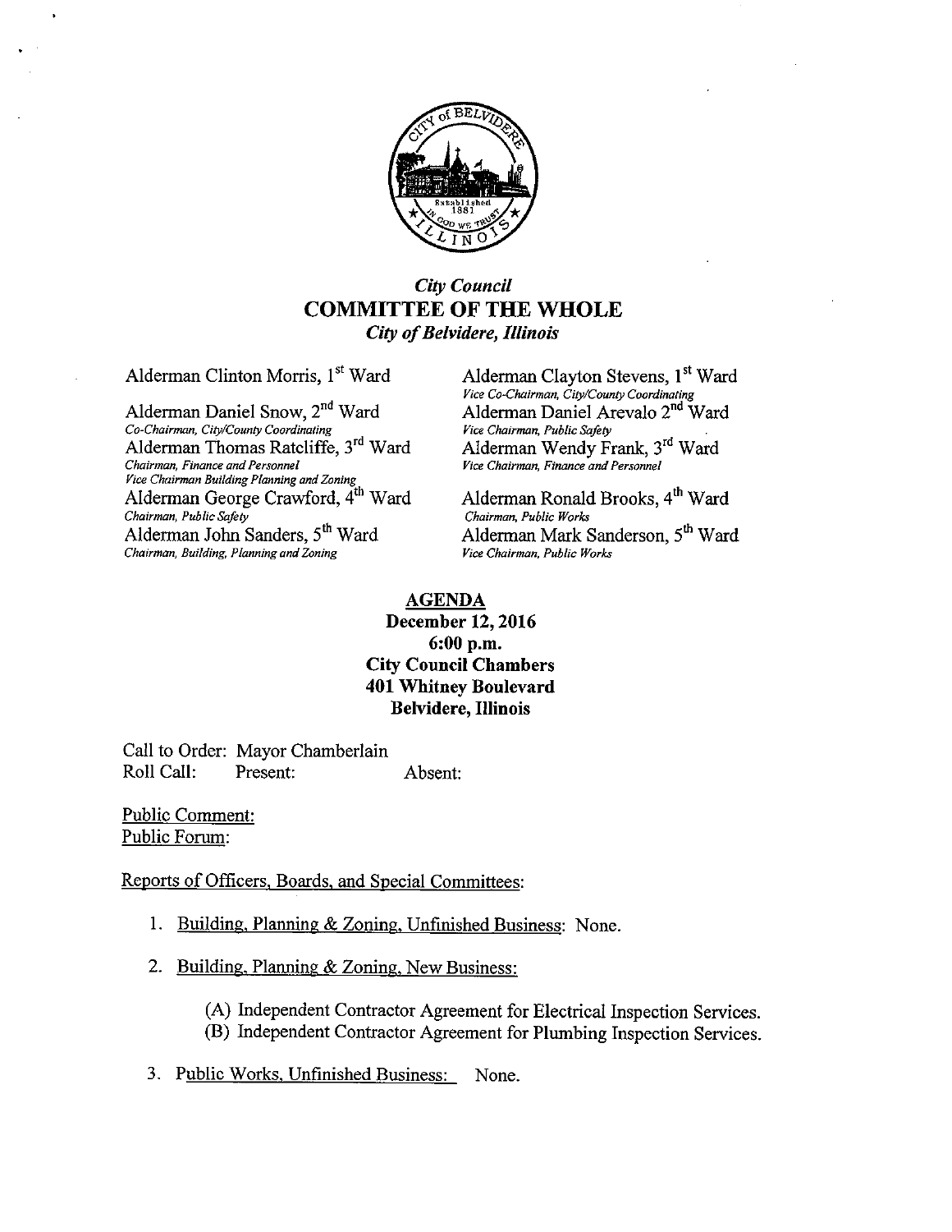*City Council*

# COMMITTEE OF THE WHOLE

*City of Belvidere, Illinois*

Alderman Clinton Morris, 1st Ward

Alderman Daniel Snow, 2nd Ward
*Co-Chairman, City/County Coordinating*

Alderman Thomas Ratcliffe, 3rd Ward
*Chairman, Finance and Personnel*
*Vice Chairman Building Planning and Zoning*

Alderman George Crawford, 4th Ward
*Chairman, Public Safety*

Alderman John Sanders, 5th Ward
*Chairman, Building, Planning and Zoning*

Alderman Clayton Stevens, 1st Ward
*Vice Co-Chairman, City/County Coordinating*

Alderman Daniel Arevalo 2nd Ward
*Vice Chairman, Public Safety*

Alderman Wendy Frank, 3rd Ward
*Vice Chairman, Finance and Personnel*

Alderman Ronald Brooks, 4th Ward
*Chairman, Public Works*

Alderman Mark Sanderson, 5th Ward
*Vice Chairman, Public Works*

## AGENDA

**December 12, 2016**
**6:00 p.m.**
**City Council Chambers**
**401 Whitney Boulevard**
**Belvidere, Illinois**

Call to Order: Mayor Chamberlain
Roll Call: Present: Absent:

Public Comment:
Public Forum:

Reports of Officers, Boards, and Special Committees:

1. Building, Planning & Zoning, Unfinished Business: None.

2. Building, Planning & Zoning, New Business:

   (A) Independent Contractor Agreement for Electrical Inspection Services.
   (B) Independent Contractor Agreement for Plumbing Inspection Services.

3. Public Works, Unfinished Business: None.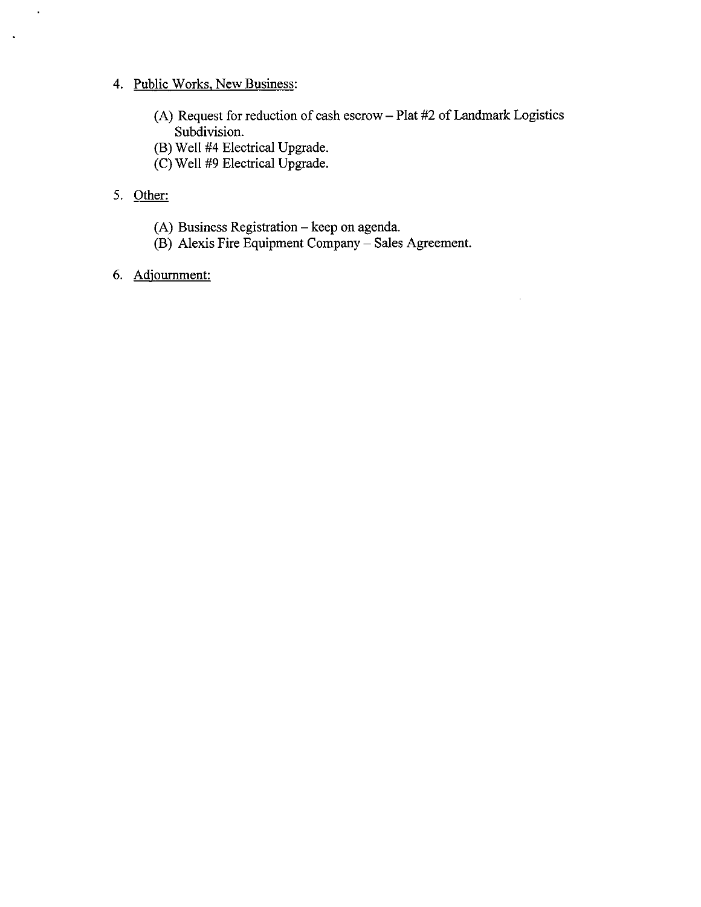4. Public Works, New Business:

    (A) Request for reduction of cash escrow – Plat #2 of Landmark Logistics Subdivision.
    (B) Well #4 Electrical Upgrade.
    (C) Well #9 Electrical Upgrade.

5. Other:

    (A) Business Registration – keep on agenda.
    (B) Alexis Fire Equipment Company – Sales Agreement.

6. Adjournment: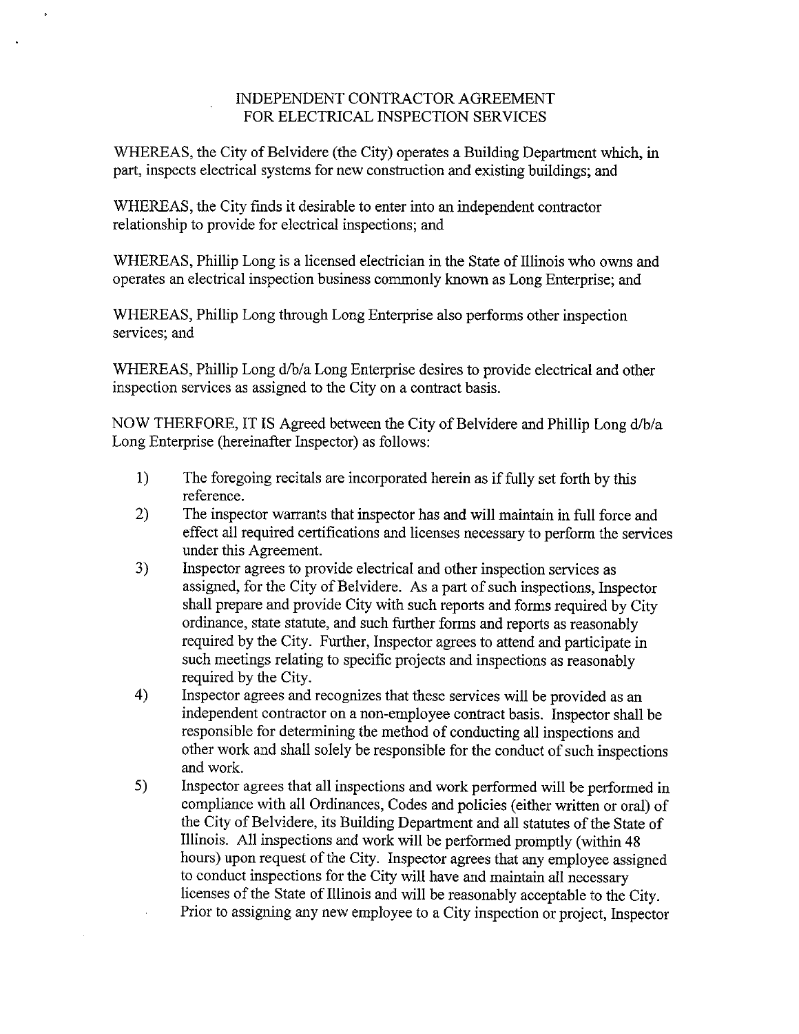# INDEPENDENT CONTRACTOR AGREEMENT FOR ELECTRICAL INSPECTION SERVICES

WHEREAS, the City of Belvidere (the City) operates a Building Department which, in part, inspects electrical systems for new construction and existing buildings; and

WHEREAS, the City finds it desirable to enter into an independent contractor relationship to provide for electrical inspections; and

WHEREAS, Phillip Long is a licensed electrician in the State of Illinois who owns and operates an electrical inspection business commonly known as Long Enterprise; and

WHEREAS, Phillip Long through Long Enterprise also performs other inspection services; and

WHEREAS, Phillip Long d/b/a Long Enterprise desires to provide electrical and other inspection services as assigned to the City on a contract basis.

NOW THERFORE, IT IS Agreed between the City of Belvidere and Phillip Long d/b/a Long Enterprise (hereinafter Inspector) as follows:

1) The foregoing recitals are incorporated herein as if fully set forth by this reference.
2) The inspector warrants that inspector has and will maintain in full force and effect all required certifications and licenses necessary to perform the services under this Agreement.
3) Inspector agrees to provide electrical and other inspection services as assigned, for the City of Belvidere. As a part of such inspections, Inspector shall prepare and provide City with such reports and forms required by City ordinance, state statute, and such further forms and reports as reasonably required by the City. Further, Inspector agrees to attend and participate in such meetings relating to specific projects and inspections as reasonably required by the City.
4) Inspector agrees and recognizes that these services will be provided as an independent contractor on a non-employee contract basis. Inspector shall be responsible for determining the method of conducting all inspections and other work and shall solely be responsible for the conduct of such inspections and work.
5) Inspector agrees that all inspections and work performed will be performed in compliance with all Ordinances, Codes and policies (either written or oral) of the City of Belvidere, its Building Department and all statutes of the State of Illinois. All inspections and work will be performed promptly (within 48 hours) upon request of the City. Inspector agrees that any employee assigned to conduct inspections for the City will have and maintain all necessary licenses of the State of Illinois and will be reasonably acceptable to the City. Prior to assigning any new employee to a City inspection or project, Inspector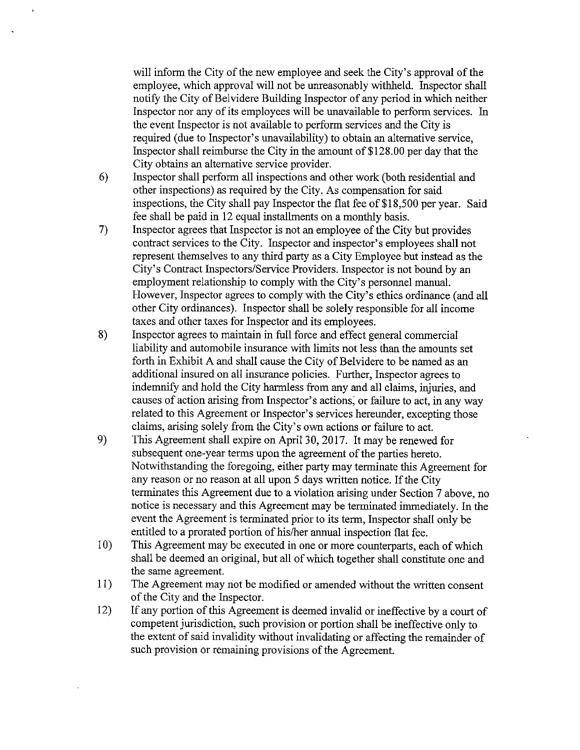will inform the City of the new employee and seek the City's approval of the employee, which approval will not be unreasonably withheld. Inspector shall notify the City of Belvidere Building Inspector of any period in which neither Inspector nor any of its employees will be unavailable to perform services. In the event Inspector is not available to perform services and the City is required (due to Inspector's unavailability) to obtain an alternative service, Inspector shall reimburse the City in the amount of $128.00 per day that the City obtains an alternative service provider.

6) Inspector shall perform all inspections and other work (both residential and other inspections) as required by the City. As compensation for said inspections, the City shall pay Inspector the flat fee of $18,500 per year. Said fee shall be paid in 12 equal installments on a monthly basis.

7) Inspector agrees that Inspector is not an employee of the City but provides contract services to the City. Inspector and inspector's employees shall not represent themselves to any third party as a City Employee but instead as the City's Contract Inspectors/Service Providers. Inspector is not bound by an employment relationship to comply with the City's personnel manual. However, Inspector agrees to comply with the City's ethics ordinance (and all other City ordinances). Inspector shall be solely responsible for all income taxes and other taxes for Inspector and its employees.

8) Inspector agrees to maintain in full force and effect general commercial liability and automobile insurance with limits not less than the amounts set forth in Exhibit A and shall cause the City of Belvidere to be named as an additional insured on all insurance policies. Further, Inspector agrees to indemnify and hold the City harmless from any and all claims, injuries, and causes of action arising from Inspector's actions, or failure to act, in any way related to this Agreement or Inspector's services hereunder, excepting those claims, arising solely from the City's own actions or failure to act.

9) This Agreement shall expire on April 30, 2017. It may be renewed for subsequent one-year terms upon the agreement of the parties hereto. Notwithstanding the foregoing, either party may terminate this Agreement for any reason or no reason at all upon 5 days written notice. If the City terminates this Agreement due to a violation arising under Section 7 above, no notice is necessary and this Agreement may be terminated immediately. In the event the Agreement is terminated prior to its term, Inspector shall only be entitled to a prorated portion of his/her annual inspection flat fee.

10) This Agreement may be executed in one or more counterparts, each of which shall be deemed an original, but all of which together shall constitute one and the same agreement.

11) The Agreement may not be modified or amended without the written consent of the City and the Inspector.

12) If any portion of this Agreement is deemed invalid or ineffective by a court of competent jurisdiction, such provision or portion shall be ineffective only to the extent of said invalidity without invalidating or affecting the remainder of such provision or remaining provisions of the Agreement.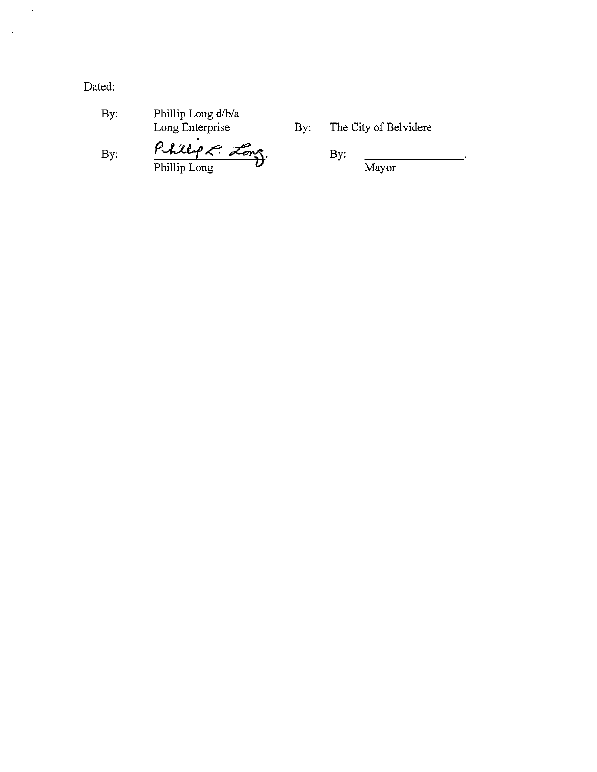Dated:

| | | | |
|---|---|---|---|
| By: | Phillip Long d/b/a<br>Long Enterprise | By: | The City of Belvidere |
| By: | *Phillip L. Long*<br>Phillip Long | By: | ________________.<br>Mayor |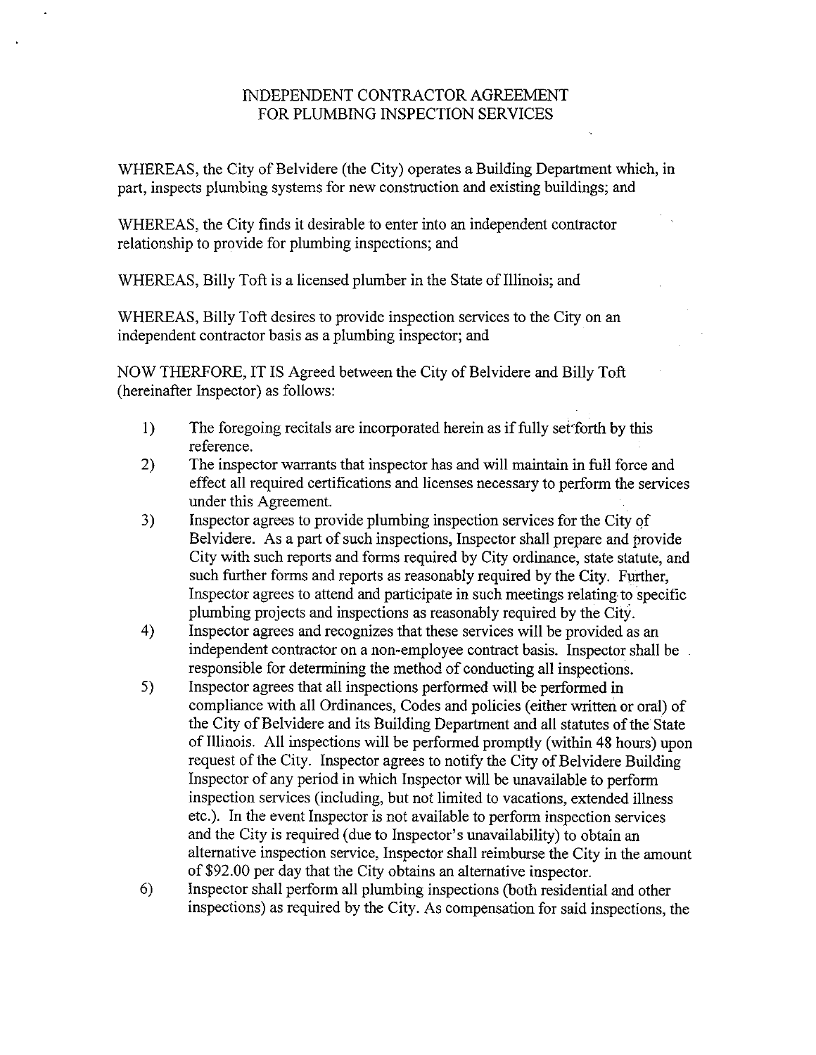# INDEPENDENT CONTRACTOR AGREEMENT FOR PLUMBING INSPECTION SERVICES

WHEREAS, the City of Belvidere (the City) operates a Building Department which, in part, inspects plumbing systems for new construction and existing buildings; and

WHEREAS, the City finds it desirable to enter into an independent contractor relationship to provide for plumbing inspections; and

WHEREAS, Billy Toft is a licensed plumber in the State of Illinois; and

WHEREAS, Billy Toft desires to provide inspection services to the City on an independent contractor basis as a plumbing inspector; and

NOW THERFORE, IT IS Agreed between the City of Belvidere and Billy Toft (hereinafter Inspector) as follows:

1) The foregoing recitals are incorporated herein as if fully set forth by this reference.
2) The inspector warrants that inspector has and will maintain in full force and effect all required certifications and licenses necessary to perform the services under this Agreement.
3) Inspector agrees to provide plumbing inspection services for the City of Belvidere. As a part of such inspections, Inspector shall prepare and provide City with such reports and forms required by City ordinance, state statute, and such further forms and reports as reasonably required by the City. Further, Inspector agrees to attend and participate in such meetings relating to specific plumbing projects and inspections as reasonably required by the City.
4) Inspector agrees and recognizes that these services will be provided as an independent contractor on a non-employee contract basis. Inspector shall be responsible for determining the method of conducting all inspections.
5) Inspector agrees that all inspections performed will be performed in compliance with all Ordinances, Codes and policies (either written or oral) of the City of Belvidere and its Building Department and all statutes of the State of Illinois. All inspections will be performed promptly (within 48 hours) upon request of the City. Inspector agrees to notify the City of Belvidere Building Inspector of any period in which Inspector will be unavailable to perform inspection services (including, but not limited to vacations, extended illness etc.). In the event Inspector is not available to perform inspection services and the City is required (due to Inspector's unavailability) to obtain an alternative inspection service, Inspector shall reimburse the City in the amount of $92.00 per day that the City obtains an alternative inspector.
6) Inspector shall perform all plumbing inspections (both residential and other inspections) as required by the City. As compensation for said inspections, the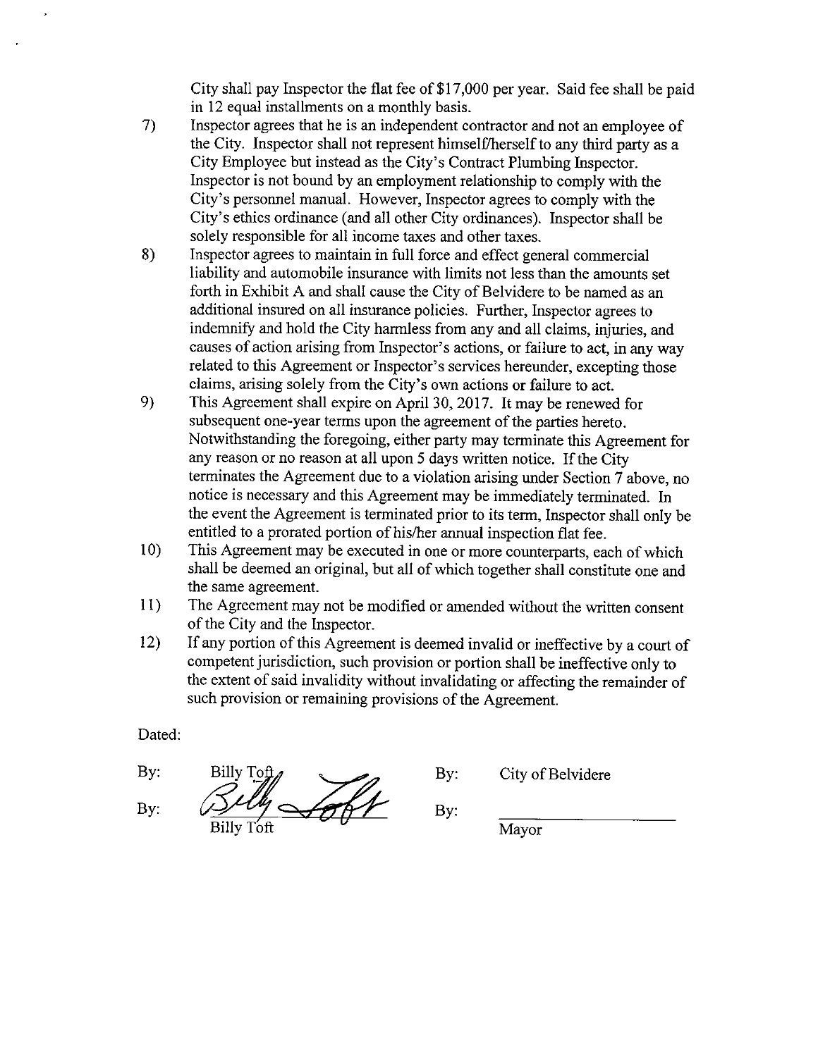City shall pay Inspector the flat fee of $17,000 per year. Said fee shall be paid in 12 equal installments on a monthly basis.

7) Inspector agrees that he is an independent contractor and not an employee of the City. Inspector shall not represent himself/herself to any third party as a City Employee but instead as the City's Contract Plumbing Inspector. Inspector is not bound by an employment relationship to comply with the City's personnel manual. However, Inspector agrees to comply with the City's ethics ordinance (and all other City ordinances). Inspector shall be solely responsible for all income taxes and other taxes.

8) Inspector agrees to maintain in full force and effect general commercial liability and automobile insurance with limits not less than the amounts set forth in Exhibit A and shall cause the City of Belvidere to be named as an additional insured on all insurance policies. Further, Inspector agrees to indemnify and hold the City harmless from any and all claims, injuries, and causes of action arising from Inspector's actions, or failure to act, in any way related to this Agreement or Inspector's services hereunder, excepting those claims, arising solely from the City's own actions or failure to act.

9) This Agreement shall expire on April 30, 2017. It may be renewed for subsequent one-year terms upon the agreement of the parties hereto. Notwithstanding the foregoing, either party may terminate this Agreement for any reason or no reason at all upon 5 days written notice. If the City terminates the Agreement due to a violation arising under Section 7 above, no notice is necessary and this Agreement may be immediately terminated. In the event the Agreement is terminated prior to its term, Inspector shall only be entitled to a prorated portion of his/her annual inspection flat fee.

10) This Agreement may be executed in one or more counterparts, each of which shall be deemed an original, but all of which together shall constitute one and the same agreement.

11) The Agreement may not be modified or amended without the written consent of the City and the Inspector.

12) If any portion of this Agreement is deemed invalid or ineffective by a court of competent jurisdiction, such provision or portion shall be ineffective only to the extent of said invalidity without invalidating or affecting the remainder of such provision or remaining provisions of the Agreement.

Dated:

By: Billy Toft By: City of Belvidere

By: Billy Toft By: ____________________ Mayor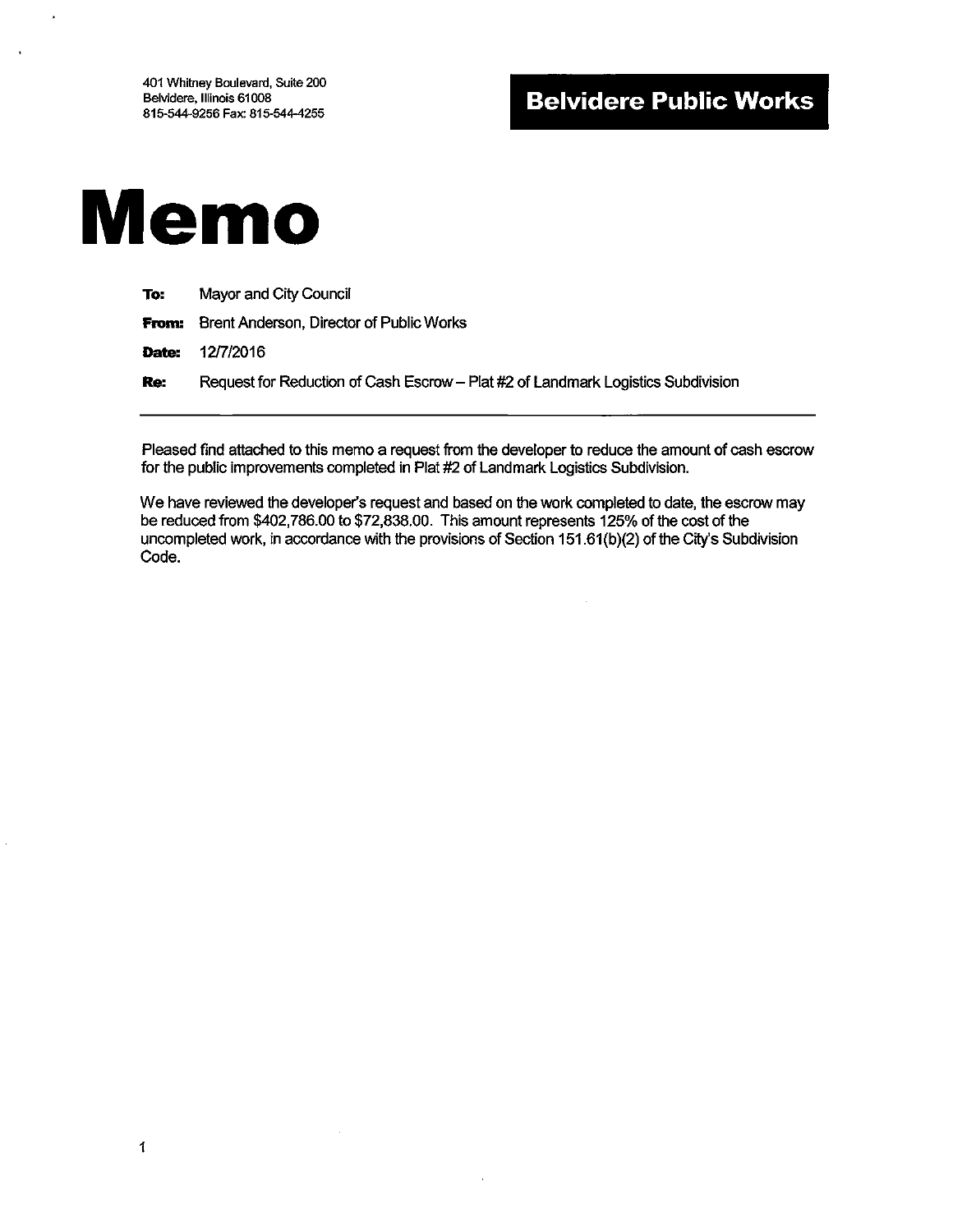401 Whitney Boulevard, Suite 200
Belvidere, Illinois 61008
815-544-9256 Fax: 815-544-4255

**Belvidere Public Works**

# Memo

**To:** Mayor and City Council

**From:** Brent Anderson, Director of Public Works

**Date:** 12/7/2016

**Re:** Request for Reduction of Cash Escrow – Plat #2 of Landmark Logistics Subdivision

---

Pleased find attached to this memo a request from the developer to reduce the amount of cash escrow for the public improvements completed in Plat #2 of Landmark Logistics Subdivision.

We have reviewed the developer's request and based on the work completed to date, the escrow may be reduced from $402,786.00 to $72,838.00. This amount represents 125% of the cost of the uncompleted work, in accordance with the provisions of Section 151.61(b)(2) of the City's Subdivision Code.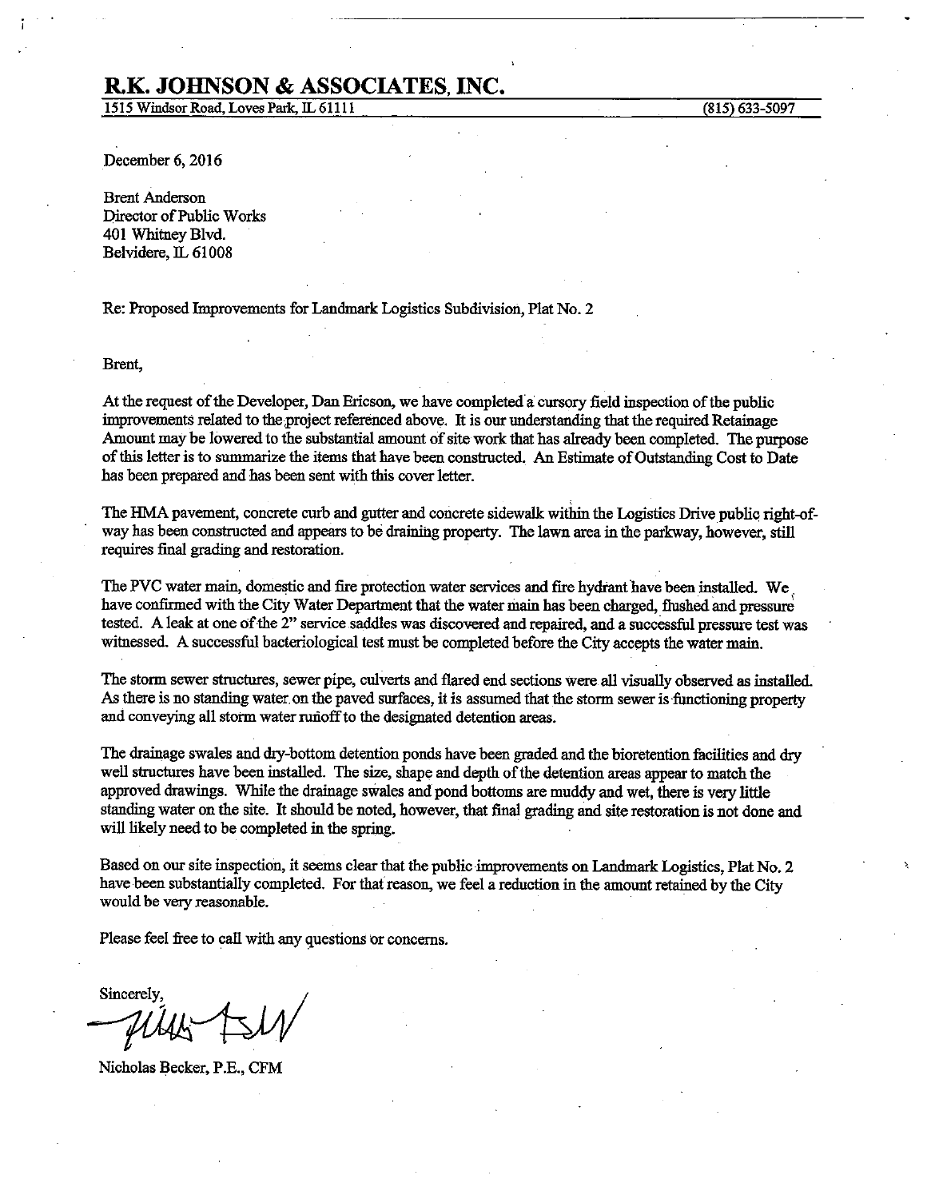# R.K. JOHNSON & ASSOCIATES, INC.

1515 Windsor Road, Loves Park, IL 61111 (815) 633-5097

December 6, 2016

Brent Anderson
Director of Public Works
401 Whitney Blvd.
Belvidere, IL 61008

Re: Proposed Improvements for Landmark Logistics Subdivision, Plat No. 2

Brent,

At the request of the Developer, Dan Ericson, we have completed a cursory field inspection of the public improvements related to the project referenced above. It is our understanding that the required Retainage Amount may be lowered to the substantial amount of site work that has already been completed. The purpose of this letter is to summarize the items that have been constructed. An Estimate of Outstanding Cost to Date has been prepared and has been sent with this cover letter.

The HMA pavement, concrete curb and gutter and concrete sidewalk within the Logistics Drive public right-of-way has been constructed and appears to be draining property. The lawn area in the parkway, however, still requires final grading and restoration.

The PVC water main, domestic and fire protection water services and fire hydrant have been installed. We have confirmed with the City Water Department that the water main has been charged, flushed and pressure tested. A leak at one of the 2" service saddles was discovered and repaired, and a successful pressure test was witnessed. A successful bacteriological test must be completed before the City accepts the water main.

The storm sewer structures, sewer pipe, culverts and flared end sections were all visually observed as installed. As there is no standing water on the paved surfaces, it is assumed that the storm sewer is functioning property and conveying all storm water runoff to the designated detention areas.

The drainage swales and dry-bottom detention ponds have been graded and the bioretention facilities and dry well structures have been installed. The size, shape and depth of the detention areas appear to match the approved drawings. While the drainage swales and pond bottoms are muddy and wet, there is very little standing water on the site. It should be noted, however, that final grading and site restoration is not done and will likely need to be completed in the spring.

Based on our site inspection, it seems clear that the public improvements on Landmark Logistics, Plat No. 2 have been substantially completed. For that reason, we feel a reduction in the amount retained by the City would be very reasonable.

Please feel free to call with any questions or concerns.

Sincerely,

Nicholas Becker, P.E., CFM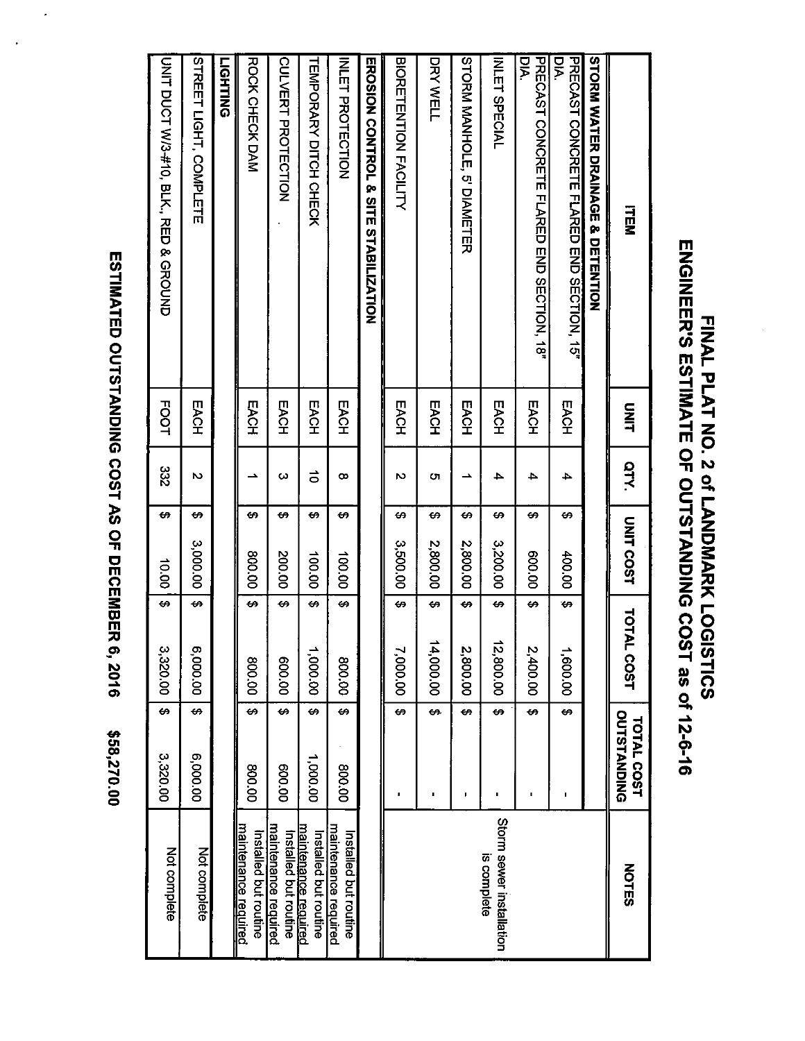# FINAL PLAT NO. 2 of LANDMARK LOGISTICS
## ENGINEER'S ESTIMATE OF OUTSTANDING COST as of 12-6-16

| ITEM | UNIT | QTY. | UNIT COST | TOTAL COST | TOTAL COST OUTSTANDING | NOTES |
|---|---|---|---|---|---|---|
| **STORM WATER DRAINAGE & DETENTION** | | | | | | |
| PRECAST CONCRETE FLARED END SECTION, 15" DIA. | EACH | 4 | $ 400.00 | $ 1,600.00 | $ - | Storm sewer installation is complete |
| PRECAST CONCRETE FLARED END SECTION, 18" DIA. | EACH | 4 | $ 600.00 | $ 2,400.00 | $ - | |
| INLET SPECIAL | EACH | 4 | $ 3,200.00 | $ 12,800.00 | $ - | |
| STORM MANHOLE, 5' DIAMETER | EACH | 1 | $ 2,800.00 | $ 2,800.00 | $ - | |
| DRY WELL | EACH | 5 | $ 2,800.00 | $ 14,000.00 | $ - | |
| BIORETENTION FACILITY | EACH | 2 | $ 3,500.00 | $ 7,000.00 | $ - | |
| **EROSION CONTROL & SITE STABILIZATION** | | | | | | |
| INLET PROTECTION | EACH | 8 | $ 100.00 | $ 800.00 | $ 800.00 | Installed but routine maintenance required |
| TEMPORARY DITCH CHECK | EACH | 10 | $ 100.00 | $ 1,000.00 | $ 1,000.00 | Installed but routine maintenance required |
| CULVERT PROTECTION | EACH | 3 | $ 200.00 | $ 600.00 | $ 600.00 | Installed but routine maintenance required |
| ROCK CHECK DAM | EACH | 1 | $ 800.00 | $ 800.00 | $ 800.00 | Installed but routine maintenance required |
| **LIGHTING** | | | | | | |
| STREET LIGHT, COMPLETE | EACH | 2 | $ 3,000.00 | $ 6,000.00 | $ 6,000.00 | Not complete |
| UNIT DUCT W/3-#10, BLK., RED & GROUND | FOOT | 332 | $ 10.00 | $ 3,320.00 | $ 3,320.00 | Not complete |

**ESTIMATED OUTSTANDING COST AS OF DECEMBER 6, 2016 $58,270.00**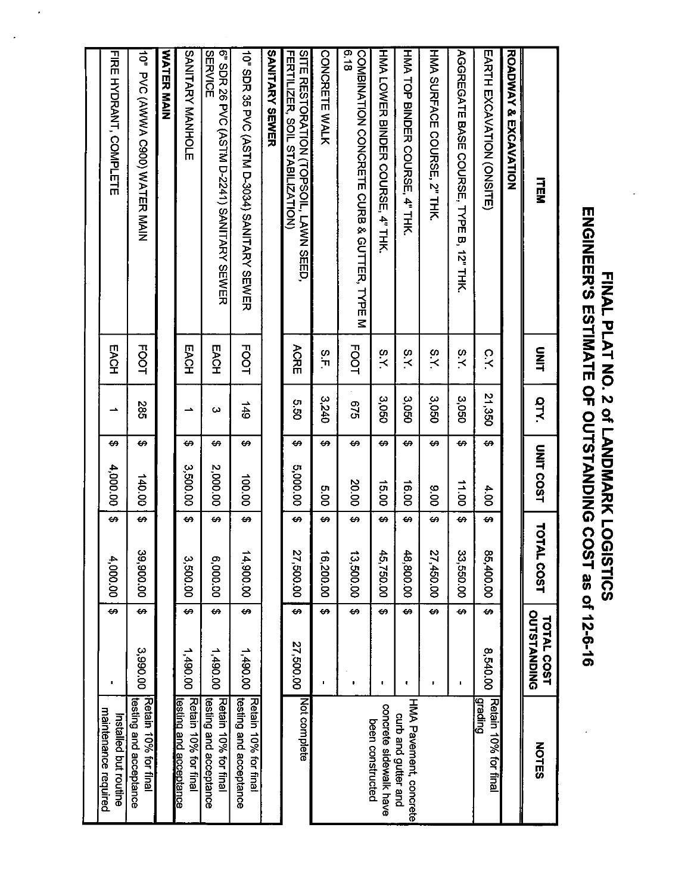# FINAL PLAT NO. 2 of LANDMARK LOGISTICS
# ENGINEER'S ESTIMATE OF OUTSTANDING COST as of 12-6-16

| ITEM | UNIT | QTY. | UNIT COST | TOTAL COST | TOTAL COST OUTSTANDING | NOTES |
|---|---|---|---|---|---|---|
| **ROADWAY & EXCAVATION** | | | | | | |
| EARTH EXCAVATION (ONSITE) | C.Y. | 21,350 | $ 4.00 | $ 85,400.00 | $ 8,540.00 | Retain 10% for final grading |
| AGGREGATE BASE COURSE, TYPE B, 12" THK. | S.Y. | 3,050 | $ 11.00 | $ 33,550.00 | $ - | HMA Pavement, concrete curb and gutter and concrete sidewalk have been constructed |
| HMA SURFACE COURSE, 2" THK. | S.Y. | 3,050 | $ 9.00 | $ 27,450.00 | $ - | |
| HMA TOP BINDER COURSE, 4" THK. | S.Y. | 3,050 | $ 16.00 | $ 48,800.00 | $ - | |
| HMA LOWER BINDER COURSE, 4" THK. | S.Y. | 3,050 | $ 15.00 | $ 45,750.00 | $ - | |
| COMBINATION CONCRETE CURB & GUTTER, TYPE M 6.18 | FOOT | 675 | $ 20.00 | $ 13,500.00 | $ - | |
| CONCRETE WALK | S.F. | 3,240 | $ 5.00 | $ 16,200.00 | $ - | |
| SITE RESTORATION (TOPSOIL, LAWN SEED, FERTILIZER, SOIL STABILIZATION) | ACRE | 5.50 | $ 5,000.00 | $ 27,500.00 | $ 27,500.00 | Not complete |
| **SANITARY SEWER** | | | | | | |
| 10" SDR 35 PVC (ASTM D-3034) SANITARY SEWER | FOOT | 149 | $ 100.00 | $ 14,900.00 | $ 1,490.00 | Retain 10% for final testing and acceptance |
| 6" SDR 26 PVC (ASTM D-2241) SANITARY SEWER SERVICE | EACH | 3 | $ 2,000.00 | $ 6,000.00 | $ 1,490.00 | Retain 10% for final testing and acceptance |
| SANITARY MANHOLE | EACH | 1 | $ 3,500.00 | $ 3,500.00 | $ 1,490.00 | Retain 10% for final testing and acceptance |
| **WATER MAIN** | | | | | | |
| 10" PVC (AWWA C900) WATER MAIN | FOOT | 285 | $ 140.00 | $ 39,900.00 | $ 3,990.00 | Retain 10% for final testing and acceptance |
| FIRE HYDRANT, COMPLETE | EACH | 1 | $ 4,000.00 | $ 4,000.00 | $ - | Installed but routine maintenance required |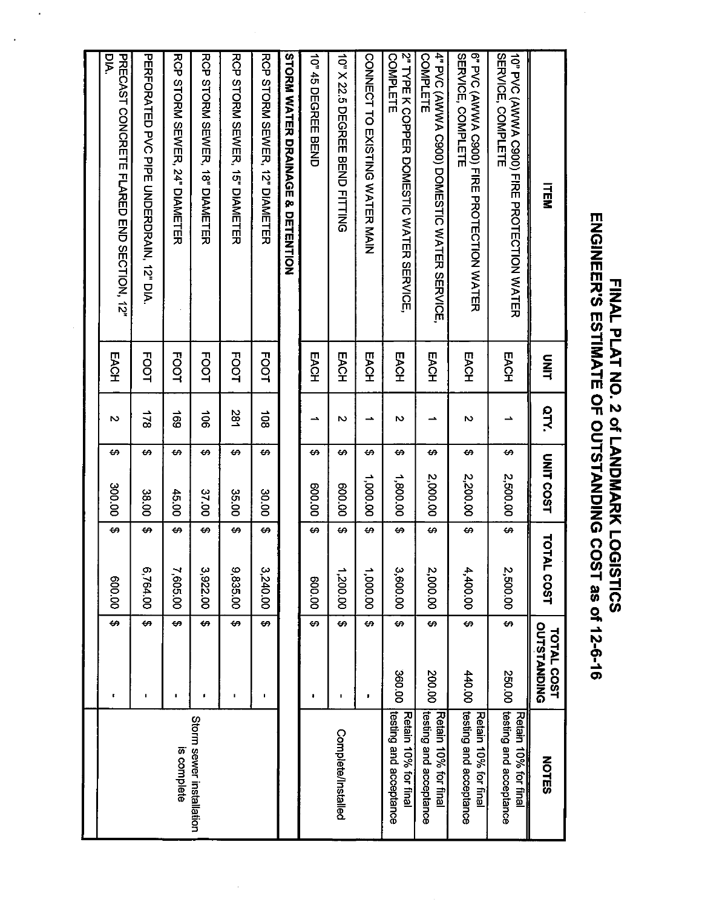# FINAL PLAT NO. 2 of LANDMARK LOGISTICS
## ENGINEER'S ESTIMATE OF OUTSTANDING COST as of 12-6-16

| ITEM | UNIT | QTY. | UNIT COST | TOTAL COST | TOTAL COST OUTSTANDING | NOTES |
|---|---|---|---|---|---|---|
| 10" PVC (AWWA C900) FIRE PROTECTION WATER SERVICE, COMPLETE | EACH | 1 | $ 2,500.00 | $ 2,500.00 | $ 250.00 | Retain 10% for final testing and acceptance |
| 6" PVC (AWWA C900) FIRE PROTECTION WATER SERVICE, COMPLETE | EACH | 2 | $ 2,200.00 | $ 4,400.00 | $ 440.00 | Retain 10% for final testing and acceptance |
| 4" PVC (AWWA C900) DOMESTIC WATER SERVICE, COMPLETE | EACH | 1 | $ 2,000.00 | $ 2,000.00 | $ 200.00 | Retain 10% for final testing and acceptance |
| 2" TYPE K COPPER DOMESTIC WATER SERVICE, COMPLETE | EACH | 2 | $ 1,800.00 | $ 3,600.00 | $ 360.00 | Retain 10% for final testing and acceptance |
| CONNECT TO EXISTING WATER MAIN | EACH | 1 | $ 1,000.00 | $ 1,000.00 | $ - | Complete/Installed |
| 10" X 22.5 DEGREE BEND FITTING | EACH | 2 | $ 600.00 | $ 1,200.00 | $ - | |
| 10" 45 DEGREE BEND | EACH | 1 | $ 600.00 | $ 600.00 | $ - | |
| **STORM WATER DRAINAGE & DETENTION** | | | | | | |
| RCP STORM SEWER, 12" DIAMETER | FOOT | 108 | $ 30.00 | $ 3,240.00 | $ - | Storm sewer installation is complete |
| RCP STORM SEWER, 15" DIAMETER | FOOT | 281 | $ 35.00 | $ 9,835.00 | $ - | |
| RCP STORM SEWER, 18" DIAMETER | FOOT | 106 | $ 37.00 | $ 3,922.00 | $ - | |
| RCP STORM SEWER, 24" DIAMETER | FOOT | 169 | $ 45.00 | $ 7,605.00 | $ - | |
| PERFORATED PVC PIPE UNDERDRAIN, 12" DIA. | FOOT | 178 | $ 38.00 | $ 6,764.00 | $ - | |
| PRECAST CONCRETE FLARED END SECTION, 12" DIA. | EACH | 2 | $ 300.00 | $ 600.00 | $ - | |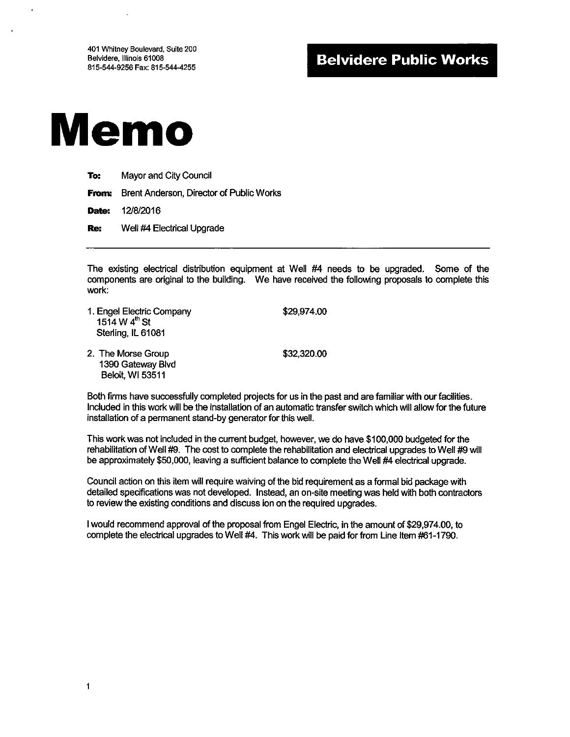401 Whitney Boulevard, Suite 200
Belvidere, Illinois 61008
815-544-9256 Fax: 815-544-4255

**Belvidere Public Works**

# Memo

**To:** Mayor and City Council

**From:** Brent Anderson, Director of Public Works

**Date:** 12/8/2016

**Re:** Well #4 Electrical Upgrade

---

The existing electrical distribution equipment at Well #4 needs to be upgraded. Some of the components are original to the building. We have received the following proposals to complete this work:

1. Engel Electric Company — $29,974.00
   1514 W 4th St
   Sterling, IL 61081

2. The Morse Group — $32,320.00
   1390 Gateway Blvd
   Beloit, WI 53511

Both firms have successfully completed projects for us in the past and are familiar with our facilities. Included in this work will be the installation of an automatic transfer switch which will allow for the future installation of a permanent stand-by generator for this well.

This work was not included in the current budget, however, we do have $100,000 budgeted for the rehabilitation of Well #9. The cost to complete the rehabilitation and electrical upgrades to Well #9 will be approximately $50,000, leaving a sufficient balance to complete the Well #4 electrical upgrade.

Council action on this item will require waiving of the bid requirement as a formal bid package with detailed specifications was not developed. Instead, an on-site meeting was held with both contractors to review the existing conditions and discuss ion on the required upgrades.

I would recommend approval of the proposal from Engel Electric, in the amount of $29,974.00, to complete the electrical upgrades to Well #4. This work will be paid for from Line Item #61-1790.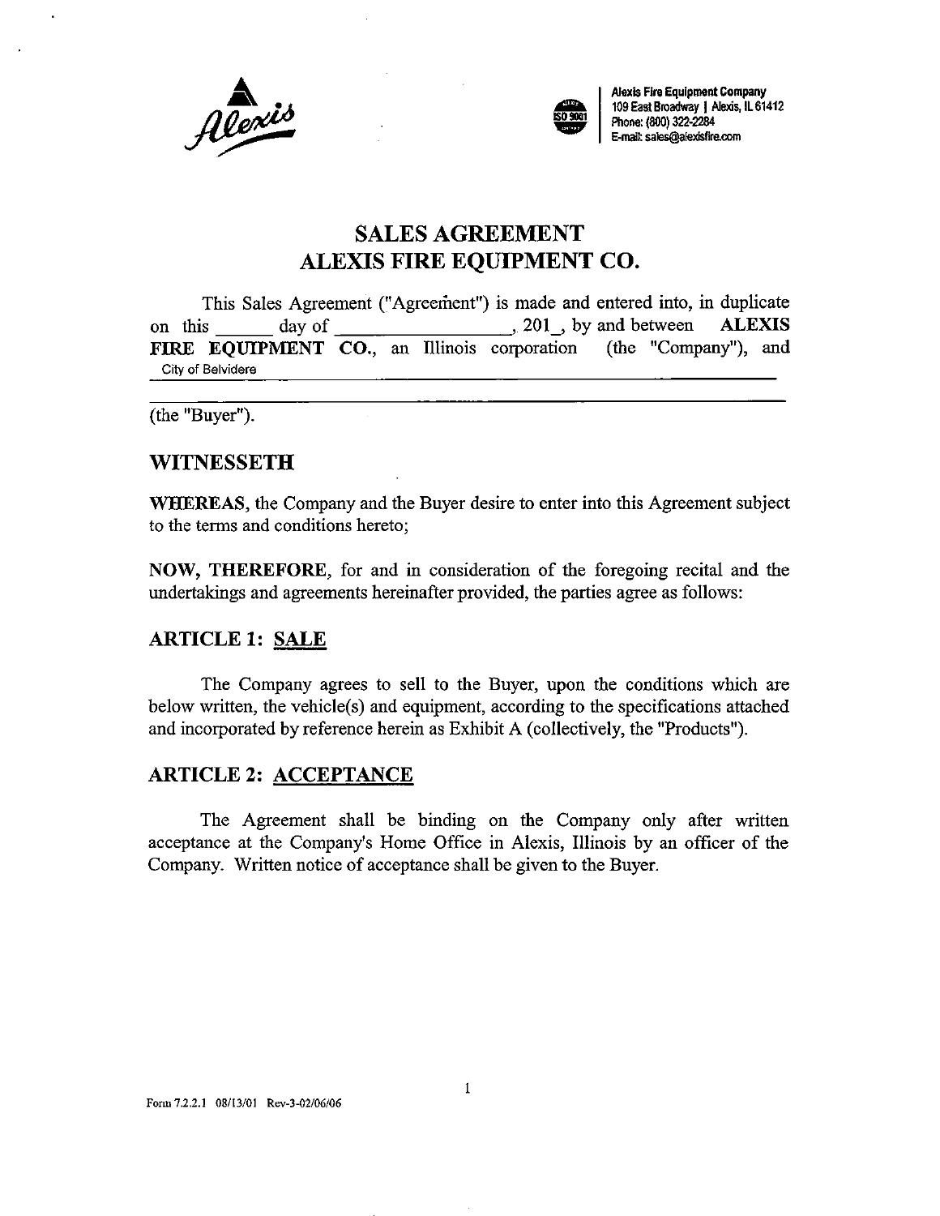Alexis Fire Equipment Company
109 East Broadway | Alexis, IL 61412
Phone: (800) 322-2284
E-mail: sales@alexisfire.com

# SALES AGREEMENT
# ALEXIS FIRE EQUIPMENT CO.

This Sales Agreement ("Agreement") is made and entered into, in duplicate on this ______ day of ________________, 201_, by and between **ALEXIS FIRE EQUIPMENT CO.**, an Illinois corporation (the "Company"), and City of Belvidere ____________________________________________

____________________________________________

(the "Buyer").

## WITNESSETH

**WHEREAS**, the Company and the Buyer desire to enter into this Agreement subject to the terms and conditions hereto;

**NOW, THEREFORE**, for and in consideration of the foregoing recital and the undertakings and agreements hereinafter provided, the parties agree as follows:

## ARTICLE 1: SALE

The Company agrees to sell to the Buyer, upon the conditions which are below written, the vehicle(s) and equipment, according to the specifications attached and incorporated by reference herein as Exhibit A (collectively, the "Products").

## ARTICLE 2: ACCEPTANCE

The Agreement shall be binding on the Company only after written acceptance at the Company's Home Office in Alexis, Illinois by an officer of the Company. Written notice of acceptance shall be given to the Buyer.

Form 7.2.2.1 08/13/01 Rev-3-02/06/06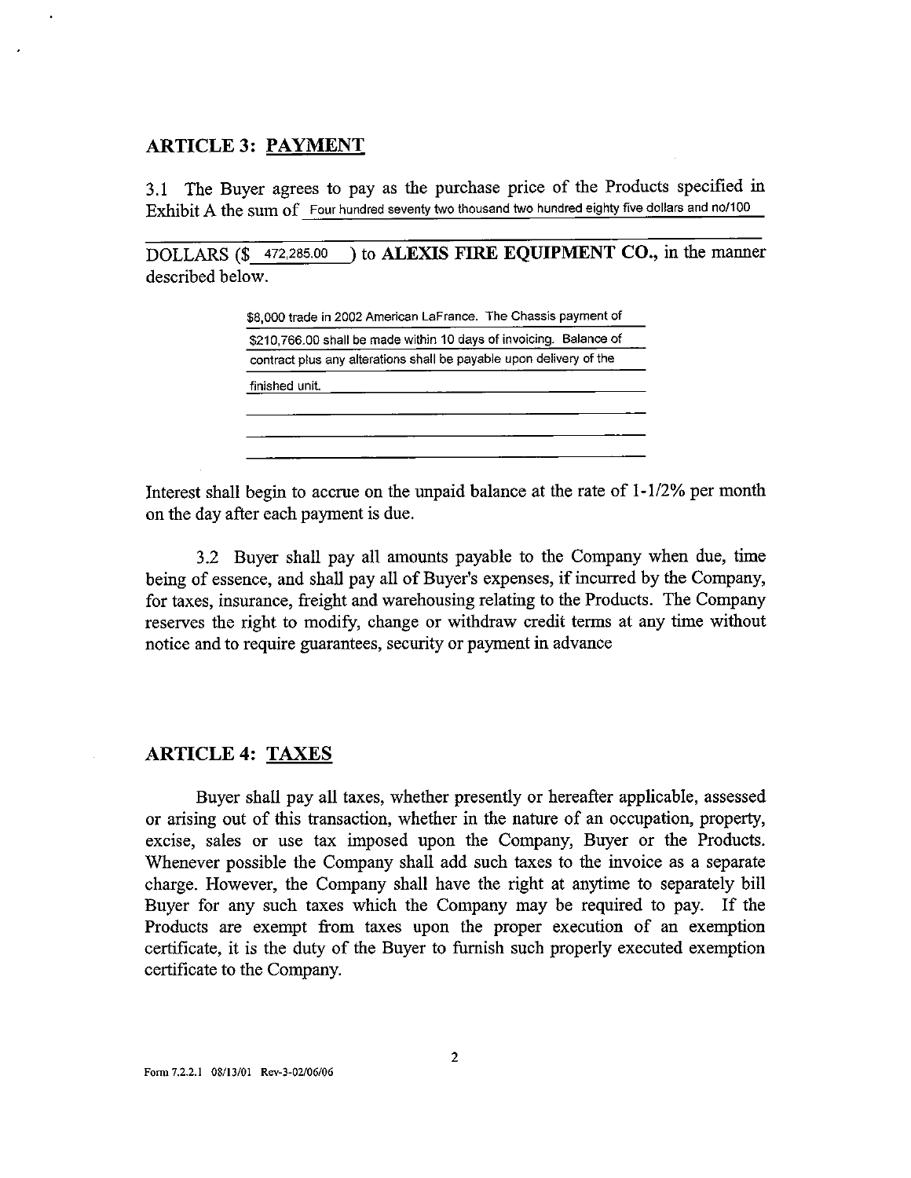## ARTICLE 3: PAYMENT

3.1 The Buyer agrees to pay as the purchase price of the Products specified in Exhibit A the sum of Four hundred seventy two thousand two hundred eighty five dollars and no/100 DOLLARS ($ 472,285.00 ) to **ALEXIS FIRE EQUIPMENT CO.,** in the manner described below.

$8,000 trade in 2002 American LaFrance. The Chassis payment of $210,766.00 shall be made within 10 days of invoicing. Balance of contract plus any alterations shall be payable upon delivery of the finished unit.

Interest shall begin to accrue on the unpaid balance at the rate of 1-1/2% per month on the day after each payment is due.

3.2 Buyer shall pay all amounts payable to the Company when due, time being of essence, and shall pay all of Buyer's expenses, if incurred by the Company, for taxes, insurance, freight and warehousing relating to the Products. The Company reserves the right to modify, change or withdraw credit terms at any time without notice and to require guarantees, security or payment in advance

## ARTICLE 4: TAXES

Buyer shall pay all taxes, whether presently or hereafter applicable, assessed or arising out of this transaction, whether in the nature of an occupation, property, excise, sales or use tax imposed upon the Company, Buyer or the Products. Whenever possible the Company shall add such taxes to the invoice as a separate charge. However, the Company shall have the right at anytime to separately bill Buyer for any such taxes which the Company may be required to pay. If the Products are exempt from taxes upon the proper execution of an exemption certificate, it is the duty of the Buyer to furnish such properly executed exemption certificate to the Company.

Form 7.2.2.1 08/13/01 Rev-3-02/06/06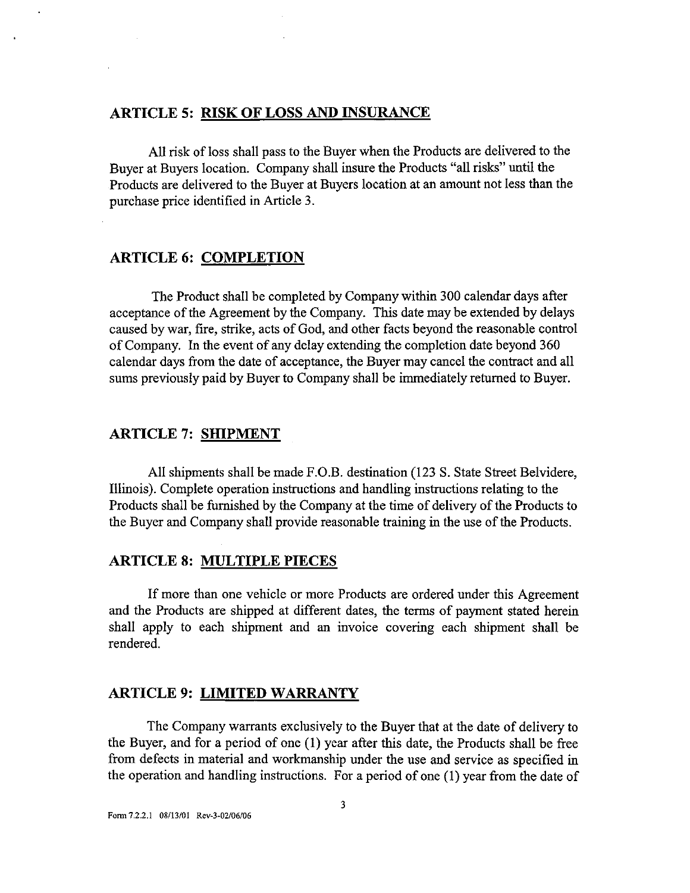## ARTICLE 5: RISK OF LOSS AND INSURANCE

All risk of loss shall pass to the Buyer when the Products are delivered to the Buyer at Buyers location. Company shall insure the Products "all risks" until the Products are delivered to the Buyer at Buyers location at an amount not less than the purchase price identified in Article 3.

## ARTICLE 6: COMPLETION

The Product shall be completed by Company within 300 calendar days after acceptance of the Agreement by the Company. This date may be extended by delays caused by war, fire, strike, acts of God, and other facts beyond the reasonable control of Company. In the event of any delay extending the completion date beyond 360 calendar days from the date of acceptance, the Buyer may cancel the contract and all sums previously paid by Buyer to Company shall be immediately returned to Buyer.

## ARTICLE 7: SHIPMENT

All shipments shall be made F.O.B. destination (123 S. State Street Belvidere, Illinois). Complete operation instructions and handling instructions relating to the Products shall be furnished by the Company at the time of delivery of the Products to the Buyer and Company shall provide reasonable training in the use of the Products.

## ARTICLE 8: MULTIPLE PIECES

If more than one vehicle or more Products are ordered under this Agreement and the Products are shipped at different dates, the terms of payment stated herein shall apply to each shipment and an invoice covering each shipment shall be rendered.

## ARTICLE 9: LIMITED WARRANTY

The Company warrants exclusively to the Buyer that at the date of delivery to the Buyer, and for a period of one (1) year after this date, the Products shall be free from defects in material and workmanship under the use and service as specified in the operation and handling instructions. For a period of one (1) year from the date of

Form 7.2.2.1 08/13/01 Rev-3-02/06/06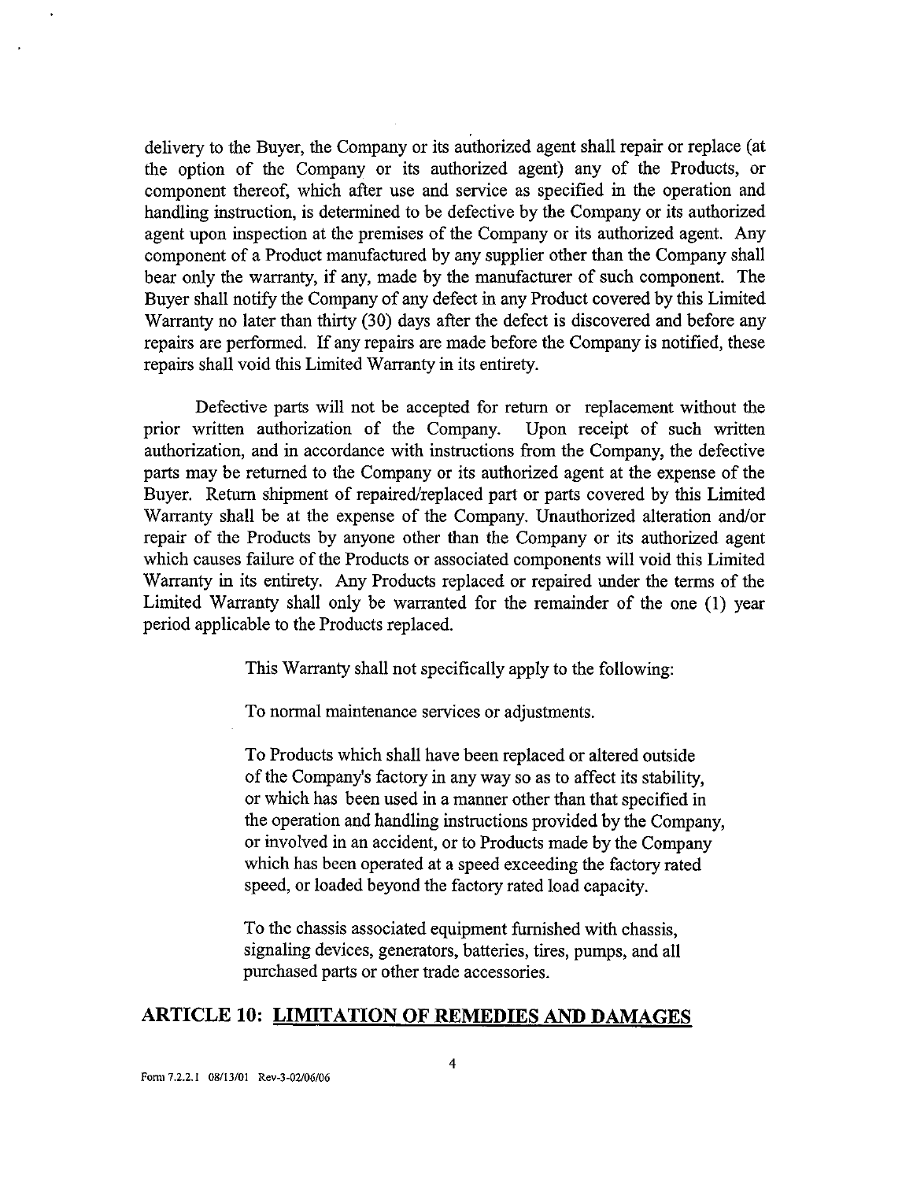delivery to the Buyer, the Company or its authorized agent shall repair or replace (at the option of the Company or its authorized agent) any of the Products, or component thereof, which after use and service as specified in the operation and handling instruction, is determined to be defective by the Company or its authorized agent upon inspection at the premises of the Company or its authorized agent. Any component of a Product manufactured by any supplier other than the Company shall bear only the warranty, if any, made by the manufacturer of such component. The Buyer shall notify the Company of any defect in any Product covered by this Limited Warranty no later than thirty (30) days after the defect is discovered and before any repairs are performed. If any repairs are made before the Company is notified, these repairs shall void this Limited Warranty in its entirety.

Defective parts will not be accepted for return or replacement without the prior written authorization of the Company. Upon receipt of such written authorization, and in accordance with instructions from the Company, the defective parts may be returned to the Company or its authorized agent at the expense of the Buyer. Return shipment of repaired/replaced part or parts covered by this Limited Warranty shall be at the expense of the Company. Unauthorized alteration and/or repair of the Products by anyone other than the Company or its authorized agent which causes failure of the Products or associated components will void this Limited Warranty in its entirety. Any Products replaced or repaired under the terms of the Limited Warranty shall only be warranted for the remainder of the one (1) year period applicable to the Products replaced.

This Warranty shall not specifically apply to the following:

To normal maintenance services or adjustments.

To Products which shall have been replaced or altered outside of the Company's factory in any way so as to affect its stability, or which has been used in a manner other than that specified in the operation and handling instructions provided by the Company, or involved in an accident, or to Products made by the Company which has been operated at a speed exceeding the factory rated speed, or loaded beyond the factory rated load capacity.

To the chassis associated equipment furnished with chassis, signaling devices, generators, batteries, tires, pumps, and all purchased parts or other trade accessories.

## ARTICLE 10: LIMITATION OF REMEDIES AND DAMAGES

Form 7.2.2.1 08/13/01 Rev-3-02/06/06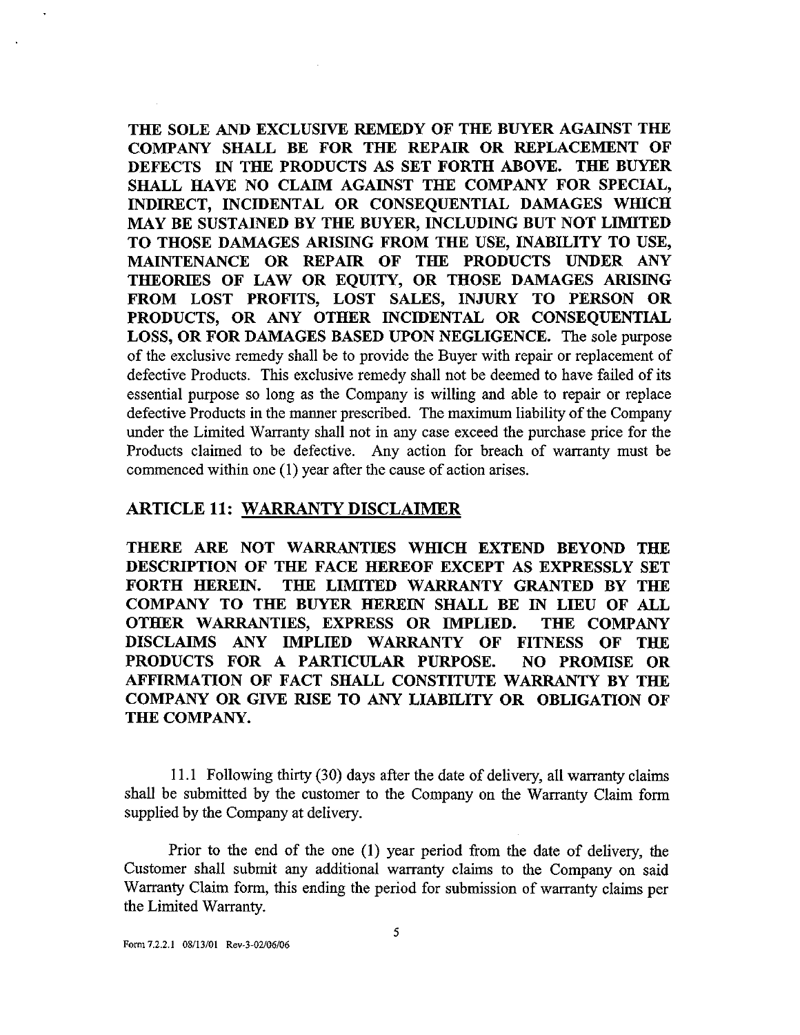**THE SOLE AND EXCLUSIVE REMEDY OF THE BUYER AGAINST THE COMPANY SHALL BE FOR THE REPAIR OR REPLACEMENT OF DEFECTS IN THE PRODUCTS AS SET FORTH ABOVE. THE BUYER SHALL HAVE NO CLAIM AGAINST THE COMPANY FOR SPECIAL, INDIRECT, INCIDENTAL OR CONSEQUENTIAL DAMAGES WHICH MAY BE SUSTAINED BY THE BUYER, INCLUDING BUT NOT LIMITED TO THOSE DAMAGES ARISING FROM THE USE, INABILITY TO USE, MAINTENANCE OR REPAIR OF THE PRODUCTS UNDER ANY THEORIES OF LAW OR EQUITY, OR THOSE DAMAGES ARISING FROM LOST PROFITS, LOST SALES, INJURY TO PERSON OR PRODUCTS, OR ANY OTHER INCIDENTAL OR CONSEQUENTIAL LOSS, OR FOR DAMAGES BASED UPON NEGLIGENCE.** The sole purpose of the exclusive remedy shall be to provide the Buyer with repair or replacement of defective Products. This exclusive remedy shall not be deemed to have failed of its essential purpose so long as the Company is willing and able to repair or replace defective Products in the manner prescribed. The maximum liability of the Company under the Limited Warranty shall not in any case exceed the purchase price for the Products claimed to be defective. Any action for breach of warranty must be commenced within one (1) year after the cause of action arises.

## ARTICLE 11: WARRANTY DISCLAIMER

**THERE ARE NOT WARRANTIES WHICH EXTEND BEYOND THE DESCRIPTION OF THE FACE HEREOF EXCEPT AS EXPRESSLY SET FORTH HEREIN. THE LIMITED WARRANTY GRANTED BY THE COMPANY TO THE BUYER HEREIN SHALL BE IN LIEU OF ALL OTHER WARRANTIES, EXPRESS OR IMPLIED. THE COMPANY DISCLAIMS ANY IMPLIED WARRANTY OF FITNESS OF THE PRODUCTS FOR A PARTICULAR PURPOSE. NO PROMISE OR AFFIRMATION OF FACT SHALL CONSTITUTE WARRANTY BY THE COMPANY OR GIVE RISE TO ANY LIABILITY OR OBLIGATION OF THE COMPANY.**

11.1 Following thirty (30) days after the date of delivery, all warranty claims shall be submitted by the customer to the Company on the Warranty Claim form supplied by the Company at delivery.

Prior to the end of the one (1) year period from the date of delivery, the Customer shall submit any additional warranty claims to the Company on said Warranty Claim form, this ending the period for submission of warranty claims per the Limited Warranty.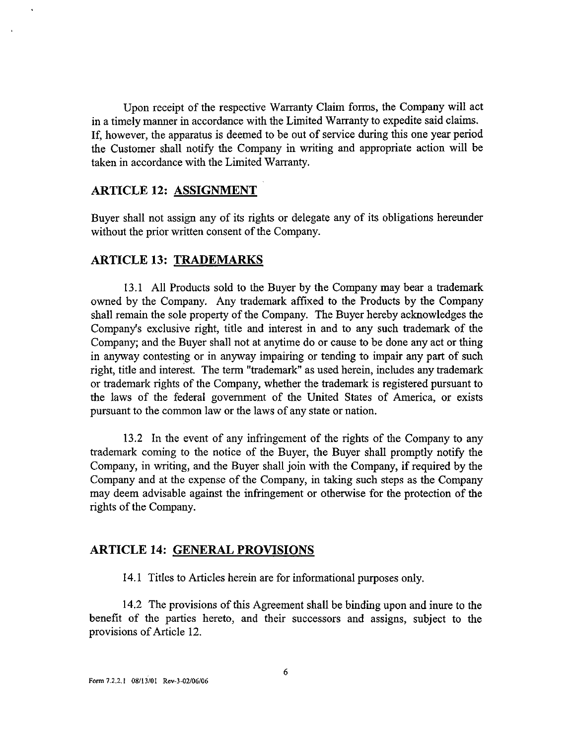Upon receipt of the respective Warranty Claim forms, the Company will act in a timely manner in accordance with the Limited Warranty to expedite said claims. If, however, the apparatus is deemed to be out of service during this one year period the Customer shall notify the Company in writing and appropriate action will be taken in accordance with the Limited Warranty.

## ARTICLE 12: ASSIGNMENT

Buyer shall not assign any of its rights or delegate any of its obligations hereunder without the prior written consent of the Company.

## ARTICLE 13: TRADEMARKS

13.1 All Products sold to the Buyer by the Company may bear a trademark owned by the Company. Any trademark affixed to the Products by the Company shall remain the sole property of the Company. The Buyer hereby acknowledges the Company's exclusive right, title and interest in and to any such trademark of the Company; and the Buyer shall not at anytime do or cause to be done any act or thing in anyway contesting or in anyway impairing or tending to impair any part of such right, title and interest. The term "trademark" as used herein, includes any trademark or trademark rights of the Company, whether the trademark is registered pursuant to the laws of the federal government of the United States of America, or exists pursuant to the common law or the laws of any state or nation.

13.2 In the event of any infringement of the rights of the Company to any trademark coming to the notice of the Buyer, the Buyer shall promptly notify the Company, in writing, and the Buyer shall join with the Company, if required by the Company and at the expense of the Company, in taking such steps as the Company may deem advisable against the infringement or otherwise for the protection of the rights of the Company.

## ARTICLE 14: GENERAL PROVISIONS

14.1 Titles to Articles herein are for informational purposes only.

14.2 The provisions of this Agreement shall be binding upon and inure to the benefit of the parties hereto, and their successors and assigns, subject to the provisions of Article 12.

Form 7.2.2.1 08/13/01 Rev-3-02/06/06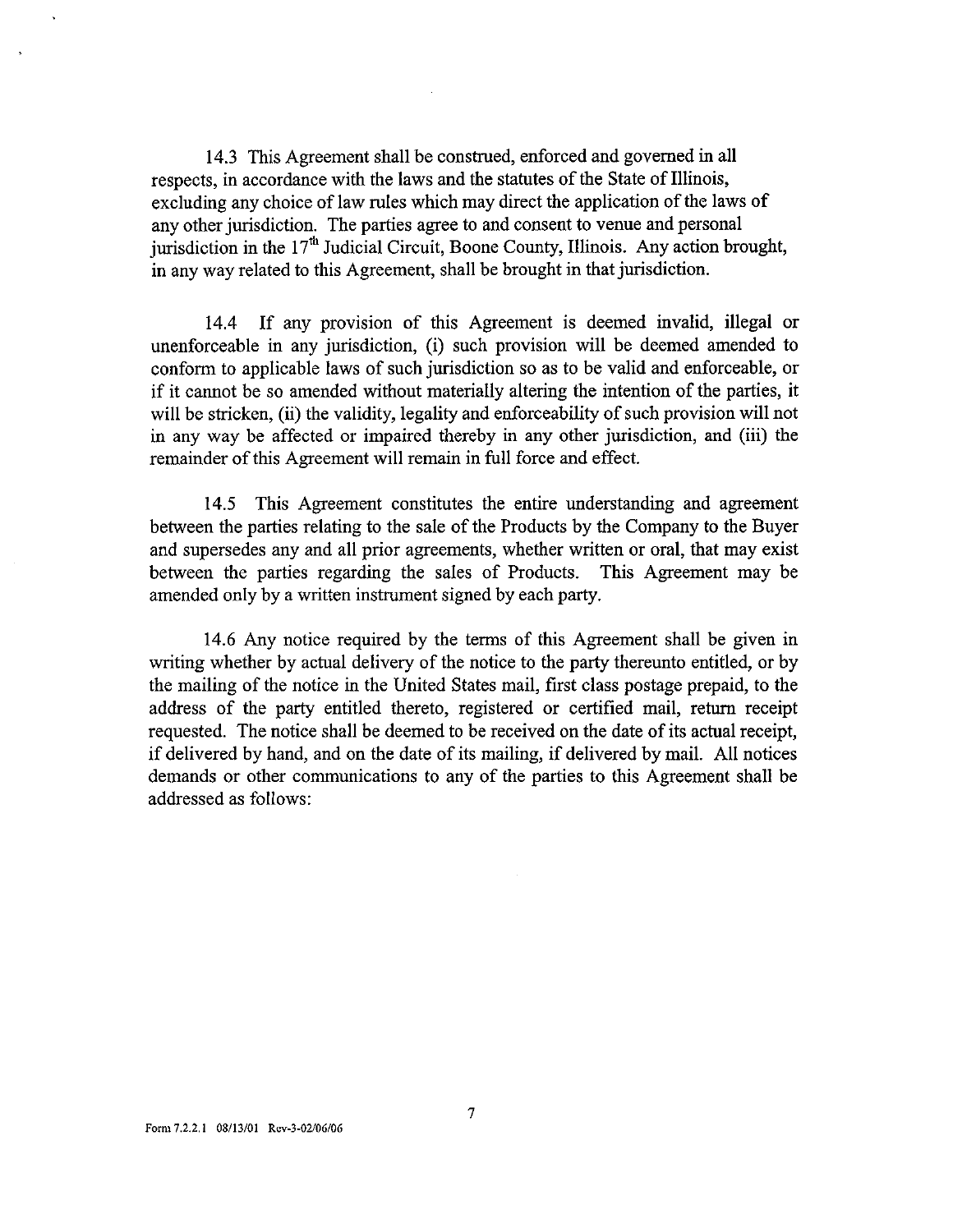14.3 This Agreement shall be construed, enforced and governed in all respects, in accordance with the laws and the statutes of the State of Illinois, excluding any choice of law rules which may direct the application of the laws of any other jurisdiction. The parties agree to and consent to venue and personal jurisdiction in the 17th Judicial Circuit, Boone County, Illinois. Any action brought, in any way related to this Agreement, shall be brought in that jurisdiction.

14.4 If any provision of this Agreement is deemed invalid, illegal or unenforceable in any jurisdiction, (i) such provision will be deemed amended to conform to applicable laws of such jurisdiction so as to be valid and enforceable, or if it cannot be so amended without materially altering the intention of the parties, it will be stricken, (ii) the validity, legality and enforceability of such provision will not in any way be affected or impaired thereby in any other jurisdiction, and (iii) the remainder of this Agreement will remain in full force and effect.

14.5 This Agreement constitutes the entire understanding and agreement between the parties relating to the sale of the Products by the Company to the Buyer and supersedes any and all prior agreements, whether written or oral, that may exist between the parties regarding the sales of Products. This Agreement may be amended only by a written instrument signed by each party.

14.6 Any notice required by the terms of this Agreement shall be given in writing whether by actual delivery of the notice to the party thereunto entitled, or by the mailing of the notice in the United States mail, first class postage prepaid, to the address of the party entitled thereto, registered or certified mail, return receipt requested. The notice shall be deemed to be received on the date of its actual receipt, if delivered by hand, and on the date of its mailing, if delivered by mail. All notices demands or other communications to any of the parties to this Agreement shall be addressed as follows:

Form 7.2.2.1 08/13/01 Rev-3-02/06/06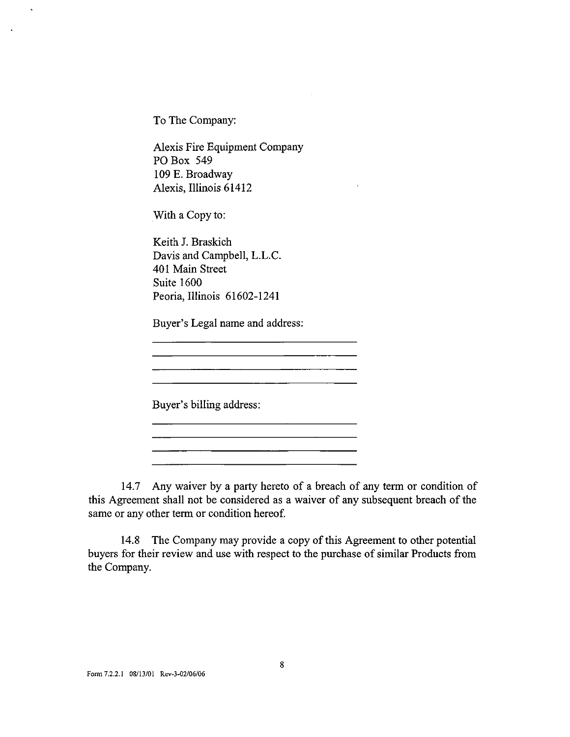To The Company:

Alexis Fire Equipment Company
PO Box 549
109 E. Broadway
Alexis, Illinois 61412

With a Copy to:

Keith J. Braskich
Davis and Campbell, L.L.C.
401 Main Street
Suite 1600
Peoria, Illinois 61602-1241

Buyer's Legal name and address:

\_\_\_\_\_\_\_\_\_\_\_\_\_\_\_\_\_\_\_\_\_\_\_\_\_\_\_\_\_\_\_\_\_\_\_\_

\_\_\_\_\_\_\_\_\_\_\_\_\_\_\_\_\_\_\_\_\_\_\_\_\_\_\_\_\_\_\_\_\_\_\_\_

\_\_\_\_\_\_\_\_\_\_\_\_\_\_\_\_\_\_\_\_\_\_\_\_\_\_\_\_\_\_\_\_\_\_\_\_

\_\_\_\_\_\_\_\_\_\_\_\_\_\_\_\_\_\_\_\_\_\_\_\_\_\_\_\_\_\_\_\_\_\_\_\_

Buyer's billing address:

\_\_\_\_\_\_\_\_\_\_\_\_\_\_\_\_\_\_\_\_\_\_\_\_\_\_\_\_\_\_\_\_\_\_\_\_

\_\_\_\_\_\_\_\_\_\_\_\_\_\_\_\_\_\_\_\_\_\_\_\_\_\_\_\_\_\_\_\_\_\_\_\_

\_\_\_\_\_\_\_\_\_\_\_\_\_\_\_\_\_\_\_\_\_\_\_\_\_\_\_\_\_\_\_\_\_\_\_\_

\_\_\_\_\_\_\_\_\_\_\_\_\_\_\_\_\_\_\_\_\_\_\_\_\_\_\_\_\_\_\_\_\_\_\_\_

14.7 Any waiver by a party hereto of a breach of any term or condition of this Agreement shall not be considered as a waiver of any subsequent breach of the same or any other term or condition hereof.

14.8 The Company may provide a copy of this Agreement to other potential buyers for their review and use with respect to the purchase of similar Products from the Company.

Form 7.2.2.1 08/13/01 Rev-3-02/06/06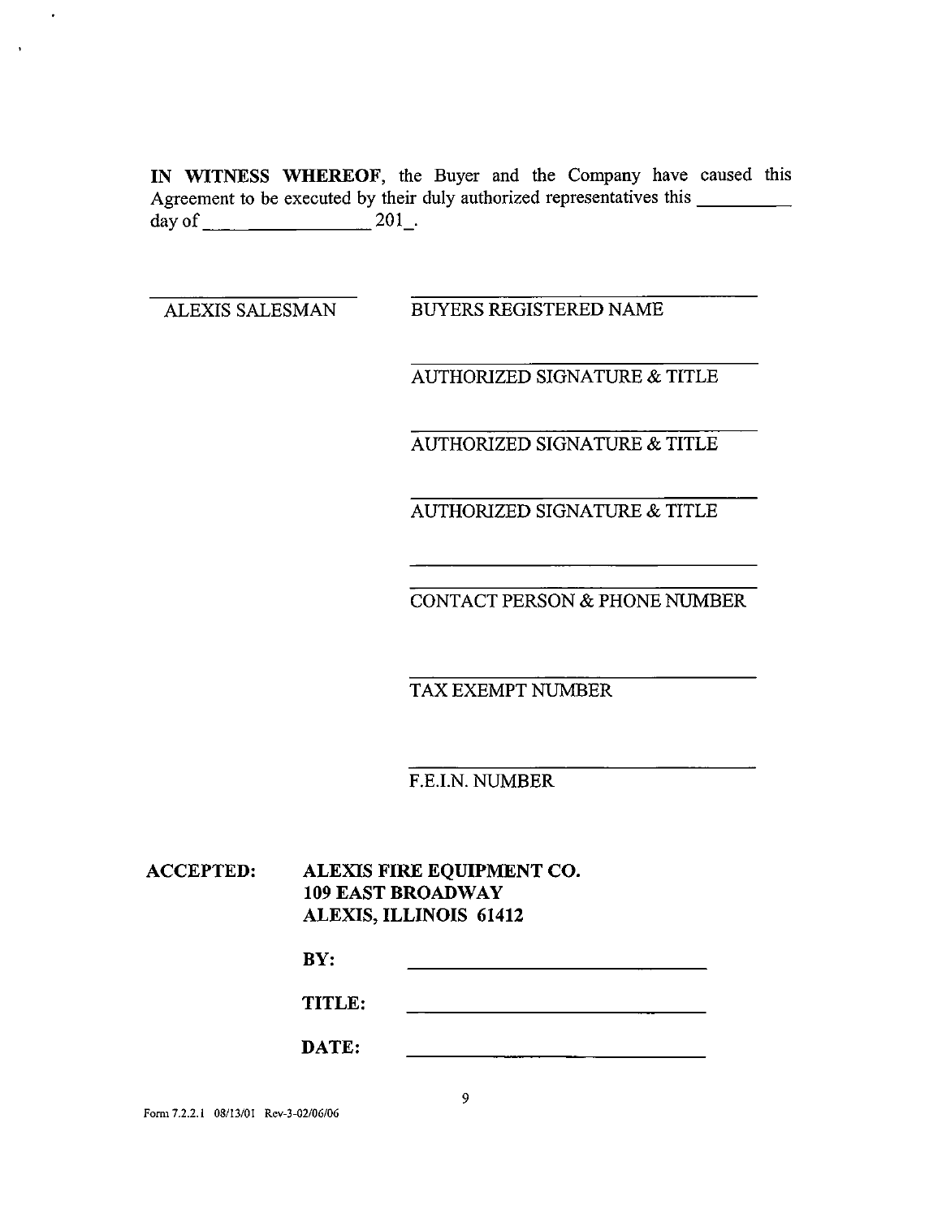**IN WITNESS WHEREOF**, the Buyer and the Company have caused this Agreement to be executed by their duly authorized representatives this _________ day of ________________ 201_.

| ______________________ | ______________________________ |
|---|---|
| ALEXIS SALESMAN | BUYERS REGISTERED NAME |
| | ______________________________ |
| | AUTHORIZED SIGNATURE & TITLE |
| | ______________________________ |
| | AUTHORIZED SIGNATURE & TITLE |
| | ______________________________ |
| | AUTHORIZED SIGNATURE & TITLE |
| | ______________________________ |
| | ______________________________ |
| | CONTACT PERSON & PHONE NUMBER |
| | ______________________________ |
| | TAX EXEMPT NUMBER |
| | ______________________________ |
| | F.E.I.N. NUMBER |

**ACCEPTED:** **ALEXIS FIRE EQUIPMENT CO.**
**109 EAST BROADWAY**
**ALEXIS, ILLINOIS 61412**

**BY:** ______________________________

**TITLE:** ______________________________

**DATE:** ______________________________

Form 7.2.2.1 08/13/01 Rev-3-02/06/06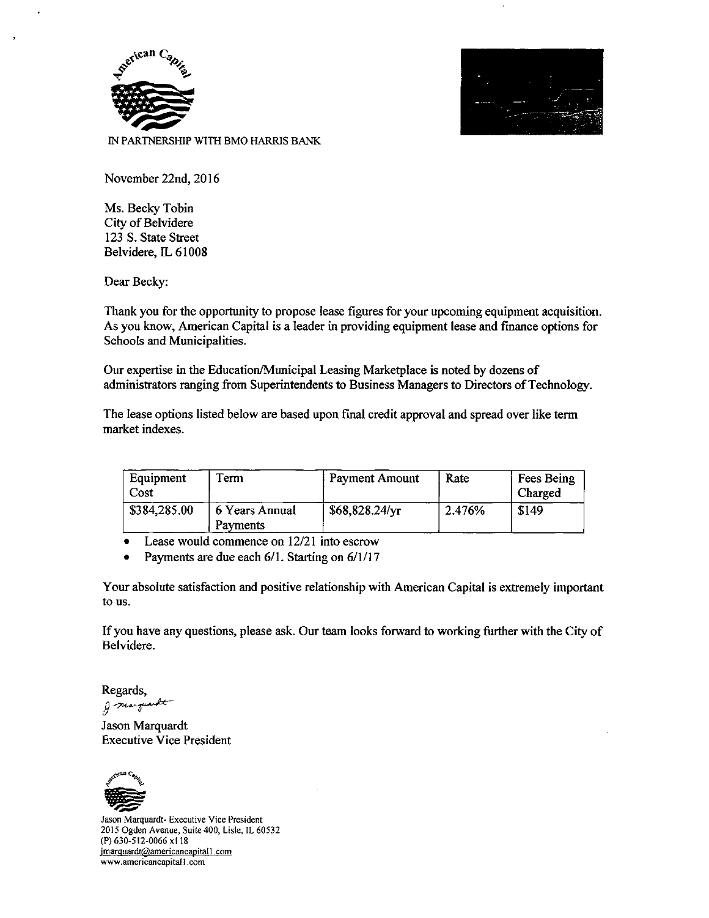IN PARTNERSHIP WITH BMO HARRIS BANK

November 22nd, 2016

Ms. Becky Tobin
City of Belvidere
123 S. State Street
Belvidere, IL 61008

Dear Becky:

Thank you for the opportunity to propose lease figures for your upcoming equipment acquisition. As you know, American Capital is a leader in providing equipment lease and finance options for Schools and Municipalities.

Our expertise in the Education/Municipal Leasing Marketplace is noted by dozens of administrators ranging from Superintendents to Business Managers to Directors of Technology.

The lease options listed below are based upon final credit approval and spread over like term market indexes.

| Equipment Cost | Term | Payment Amount | Rate | Fees Being Charged |
|---|---|---|---|---|
| $384,285.00 | 6 Years Annual Payments | $68,828.24/yr | 2.476% | $149 |

- Lease would commence on 12/21 into escrow
- Payments are due each 6/1. Starting on 6/1/17

Your absolute satisfaction and positive relationship with American Capital is extremely important to us.

If you have any questions, please ask. Our team looks forward to working further with the City of Belvidere.

Regards,

Jason Marquardt
Executive Vice President

Jason Marquardt- Executive Vice President
2015 Ogden Avenue, Suite 400, Lisle, IL 60532
(P) 630-512-0066 x118
jmarquardt@americancapital1.com
www.americancapital1.com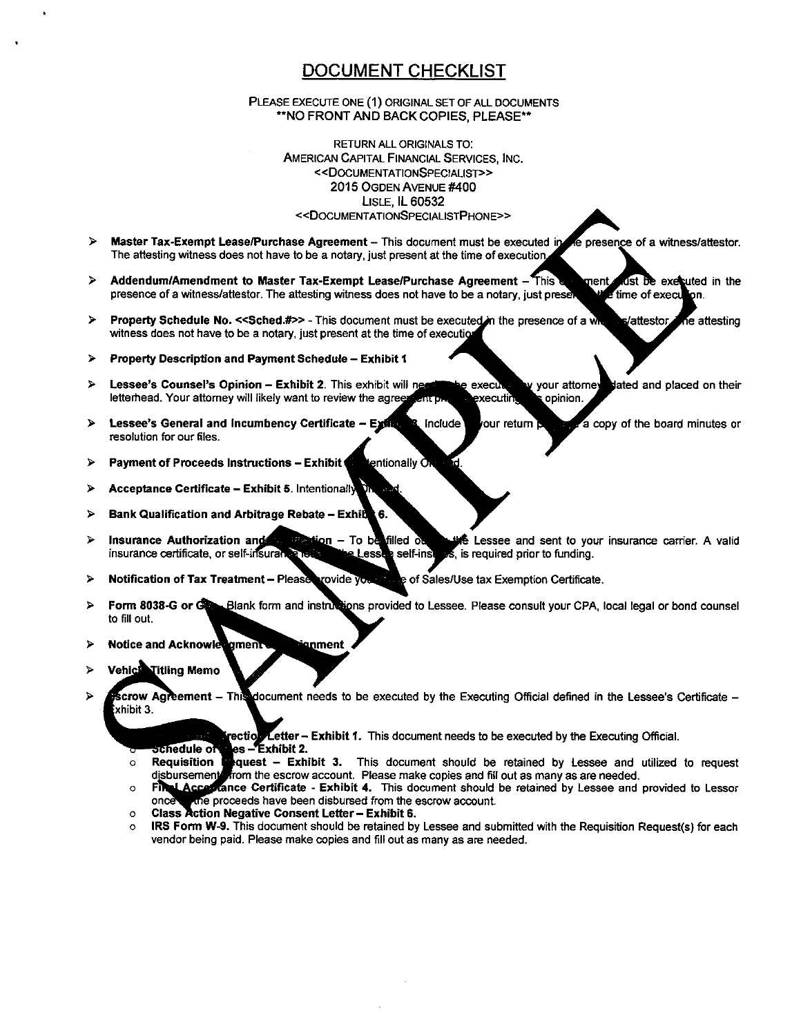# DOCUMENT CHECKLIST

PLEASE EXECUTE ONE (1) ORIGINAL SET OF ALL DOCUMENTS
**NO FRONT AND BACK COPIES, PLEASE**

RETURN ALL ORIGINALS TO:
AMERICAN CAPITAL FINANCIAL SERVICES, INC.
<<DOCUMENTATIONSPECIALIST>>
2015 OGDEN AVENUE #400
LISLE, IL 60532
<<DOCUMENTATIONSPECIALISTPHONE>>

- **Master Tax-Exempt Lease/Purchase Agreement** – This document must be executed in the presence of a witness/attestor. The attesting witness does not have to be a notary, just present at the time of execution.
- **Addendum/Amendment to Master Tax-Exempt Lease/Purchase Agreement** – This document must be executed in the presence of a witness/attestor. The attesting witness does not have to be a notary, just present at the time of execution.
- **Property Schedule No. <<Sched.#>>** - This document must be executed in the presence of a witness/attestor. The attesting witness does not have to be a notary, just present at the time of execution.
- **Property Description and Payment Schedule – Exhibit 1**
- **Lessee's Counsel's Opinion – Exhibit 2**. This exhibit will need to be executed by your attorney, dated and placed on their letterhead. Your attorney will likely want to review the agreement prior to executing the opinion.
- **Lessee's General and Incumbency Certificate – Exhibit 3**. Include with your return package a copy of the board minutes or resolution for our files.
- **Payment of Proceeds Instructions – Exhibit 4**. Intentionally Omitted.
- **Acceptance Certificate – Exhibit 5**. Intentionally Omitted.
- **Bank Qualification and Arbitrage Rebate – Exhibit 6.**
- **Insurance Authorization and Verification** – To be filled out by the Lessee and sent to your insurance carrier. A valid insurance certificate, or self-insurance letter if the Lessee self-insures, is required prior to funding.
- **Notification of Tax Treatment** – Please provide your State of Sales/Use tax Exemption Certificate.
- **Form 8038-G or GC** – Blank form and instructions provided to Lessee. Please consult your CPA, local legal or bond counsel to fill out.
- **Notice and Acknowledgment of Assignment**
- **Vehicle Titling Memo**
- **Escrow Agreement** – This document needs to be executed by the Executing Official defined in the Lessee's Certificate – Exhibit 3.
  - **Escrow Direction Letter – Exhibit 1.** This document needs to be executed by the Executing Official.
  - **Schedule of Fees – Exhibit 2.**
  - **Requisition Request – Exhibit 3.** This document should be retained by Lessee and utilized to request disbursements from the escrow account. Please make copies and fill out as many as are needed.
  - **Final Acceptance Certificate - Exhibit 4.** This document should be retained by Lessee and provided to Lessor once the proceeds have been disbursed from the escrow account.
  - **Class Action Negative Consent Letter – Exhibit 6.**
  - **IRS Form W-9.** This document should be retained by Lessee and submitted with the Requisition Request(s) for each vendor being paid. Please make copies and fill out as many as are needed.